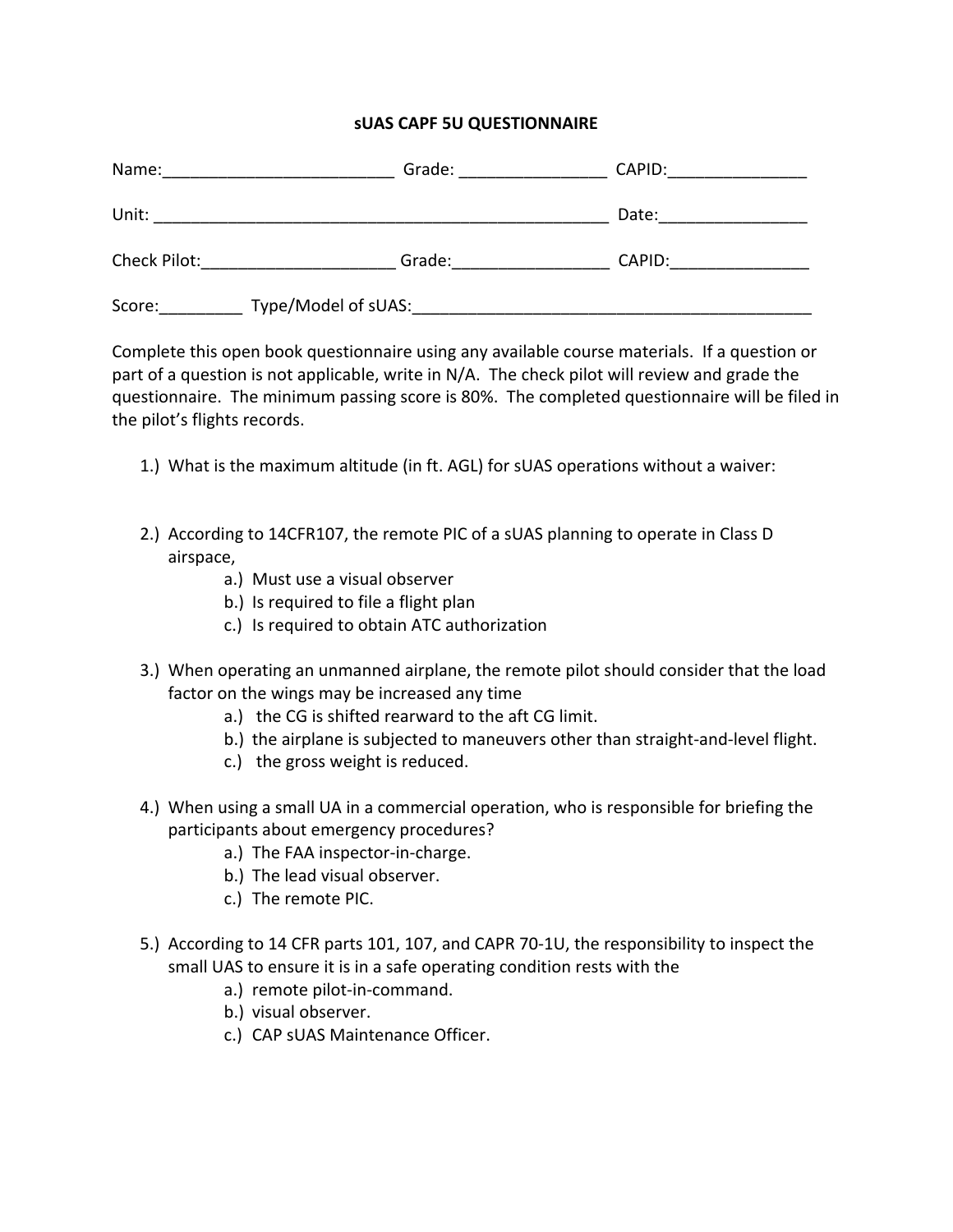# sUAS CAPF 5U QUESTIONNAIRE

Name:_________________________ Grade: _______________ CAPID:_______________

Unit: __________________________________________________ Date:________________

Check Pilot:_____________________ Grade:________________ CAPID:_______________

Score:_________ Type/Model of sUAS:____________________________________________

Complete this open book questionnaire using any available course materials. If a question or part of a question is not applicable, write in N/A. The check pilot will review and grade the questionnaire. The minimum passing score is 80%. The completed questionnaire will be filed in the pilot's flights records.

1.) What is the maximum altitude (in ft. AGL) for sUAS operations without a waiver:

2.) According to 14CFR107, the remote PIC of a sUAS planning to operate in Class D airspace,
   - a.) Must use a visual observer
   - b.) Is required to file a flight plan
   - c.) Is required to obtain ATC authorization

3.) When operating an unmanned airplane, the remote pilot should consider that the load factor on the wings may be increased any time
   - a.) the CG is shifted rearward to the aft CG limit.
   - b.) the airplane is subjected to maneuvers other than straight-and-level flight.
   - c.) the gross weight is reduced.

4.) When using a small UA in a commercial operation, who is responsible for briefing the participants about emergency procedures?
   - a.) The FAA inspector-in-charge.
   - b.) The lead visual observer.
   - c.) The remote PIC.

5.) According to 14 CFR parts 101, 107, and CAPR 70-1U, the responsibility to inspect the small UAS to ensure it is in a safe operating condition rests with the
   - a.) remote pilot-in-command.
   - b.) visual observer.
   - c.) CAP sUAS Maintenance Officer.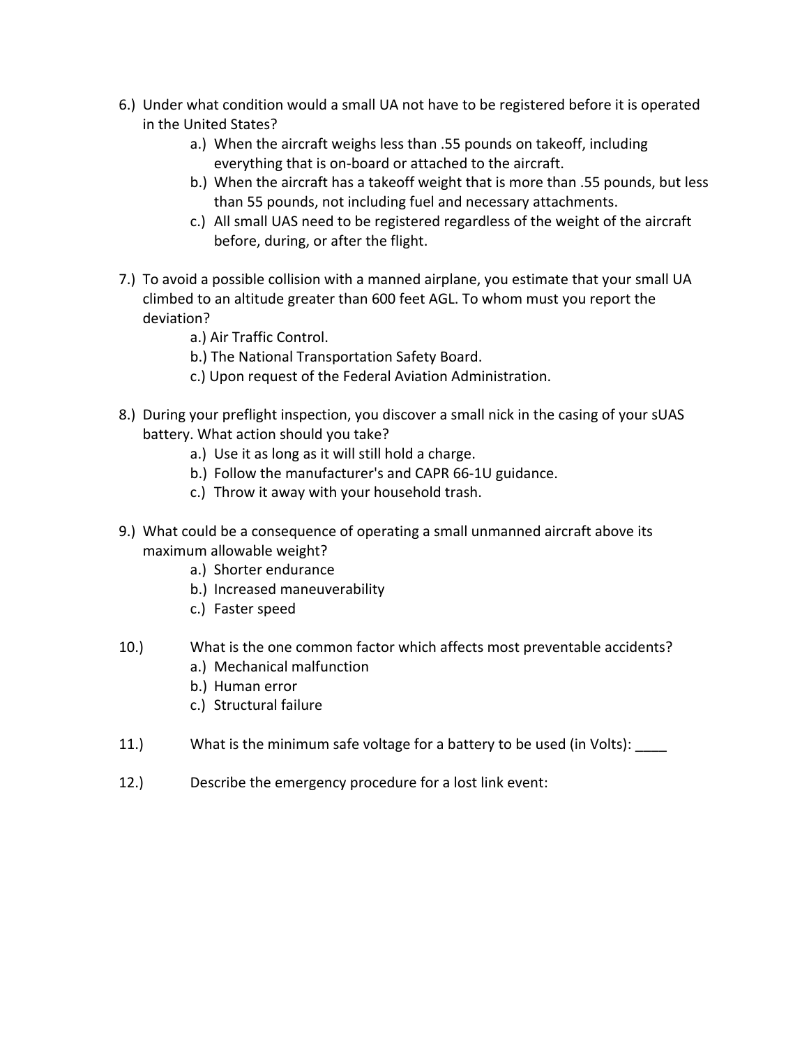6.) Under what condition would a small UA not have to be registered before it is operated in the United States?

   a.) When the aircraft weighs less than .55 pounds on takeoff, including everything that is on-board or attached to the aircraft.

   b.) When the aircraft has a takeoff weight that is more than .55 pounds, but less than 55 pounds, not including fuel and necessary attachments.

   c.) All small UAS need to be registered regardless of the weight of the aircraft before, during, or after the flight.

7.) To avoid a possible collision with a manned airplane, you estimate that your small UA climbed to an altitude greater than 600 feet AGL. To whom must you report the deviation?

   a.) Air Traffic Control.

   b.) The National Transportation Safety Board.

   c.) Upon request of the Federal Aviation Administration.

8.) During your preflight inspection, you discover a small nick in the casing of your sUAS battery. What action should you take?

   a.) Use it as long as it will still hold a charge.

   b.) Follow the manufacturer's and CAPR 66-1U guidance.

   c.) Throw it away with your household trash.

9.) What could be a consequence of operating a small unmanned aircraft above its maximum allowable weight?

   a.) Shorter endurance

   b.) Increased maneuverability

   c.) Faster speed

10.) What is the one common factor which affects most preventable accidents?

   a.) Mechanical malfunction

   b.) Human error

   c.) Structural failure

11.) What is the minimum safe voltage for a battery to be used (in Volts): ____

12.) Describe the emergency procedure for a lost link event: